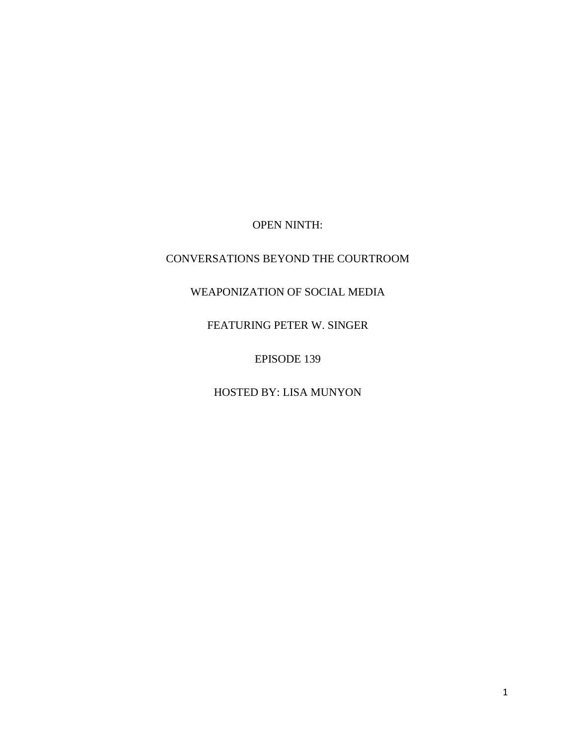OPEN NINTH:

CONVERSATIONS BEYOND THE COURTROOM

WEAPONIZATION OF SOCIAL MEDIA

FEATURING PETER W. SINGER

EPISODE 139

HOSTED BY: LISA MUNYON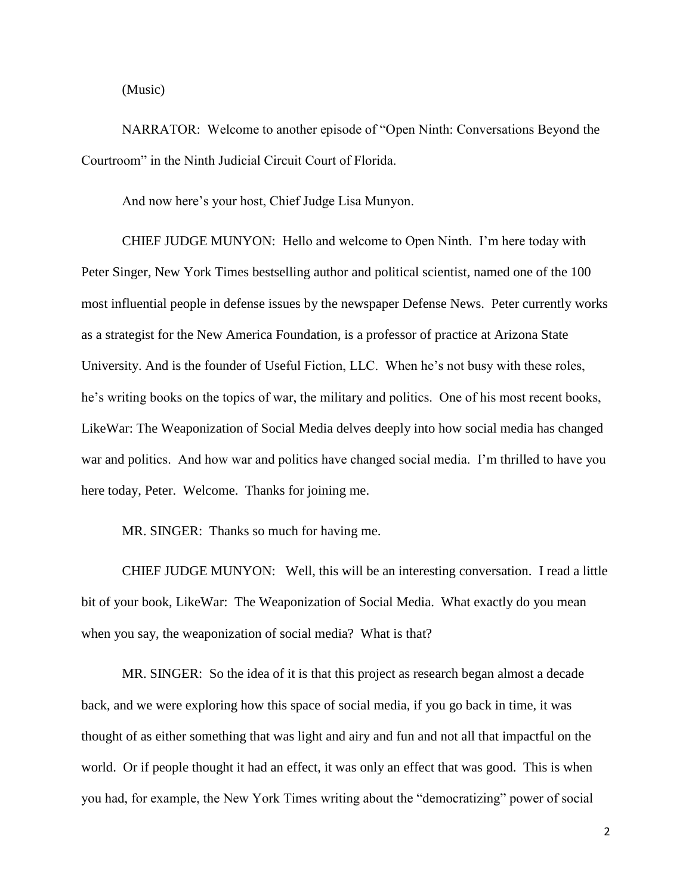(Music)

NARRATOR: Welcome to another episode of "Open Ninth: Conversations Beyond the Courtroom" in the Ninth Judicial Circuit Court of Florida.

And now here's your host, Chief Judge Lisa Munyon.

CHIEF JUDGE MUNYON: Hello and welcome to Open Ninth. I'm here today with Peter Singer, New York Times bestselling author and political scientist, named one of the 100 most influential people in defense issues by the newspaper Defense News. Peter currently works as a strategist for the New America Foundation, is a professor of practice at Arizona State University. And is the founder of Useful Fiction, LLC. When he's not busy with these roles, he's writing books on the topics of war, the military and politics. One of his most recent books, LikeWar: The Weaponization of Social Media delves deeply into how social media has changed war and politics. And how war and politics have changed social media. I'm thrilled to have you here today, Peter. Welcome. Thanks for joining me.

MR. SINGER: Thanks so much for having me.

CHIEF JUDGE MUNYON: Well, this will be an interesting conversation. I read a little bit of your book, LikeWar: The Weaponization of Social Media. What exactly do you mean when you say, the weaponization of social media? What is that?

MR. SINGER: So the idea of it is that this project as research began almost a decade back, and we were exploring how this space of social media, if you go back in time, it was thought of as either something that was light and airy and fun and not all that impactful on the world. Or if people thought it had an effect, it was only an effect that was good. This is when you had, for example, the New York Times writing about the "democratizing" power of social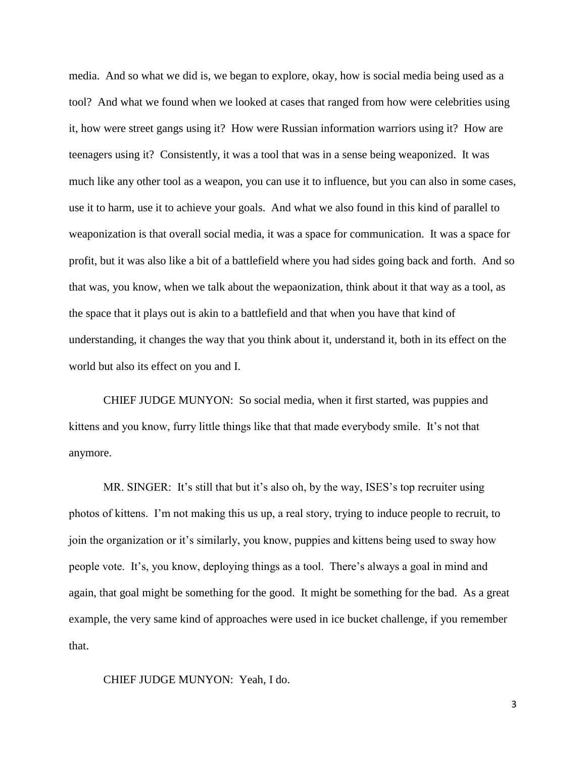media. And so what we did is, we began to explore, okay, how is social media being used as a tool? And what we found when we looked at cases that ranged from how were celebrities using it, how were street gangs using it? How were Russian information warriors using it? How are teenagers using it? Consistently, it was a tool that was in a sense being weaponized. It was much like any other tool as a weapon, you can use it to influence, but you can also in some cases, use it to harm, use it to achieve your goals. And what we also found in this kind of parallel to weaponization is that overall social media, it was a space for communication. It was a space for profit, but it was also like a bit of a battlefield where you had sides going back and forth. And so that was, you know, when we talk about the wepaonization, think about it that way as a tool, as the space that it plays out is akin to a battlefield and that when you have that kind of understanding, it changes the way that you think about it, understand it, both in its effect on the world but also its effect on you and I.

CHIEF JUDGE MUNYON: So social media, when it first started, was puppies and kittens and you know, furry little things like that that made everybody smile. It's not that anymore.

MR. SINGER: It's still that but it's also oh, by the way, ISES's top recruiter using photos of kittens. I'm not making this us up, a real story, trying to induce people to recruit, to join the organization or it's similarly, you know, puppies and kittens being used to sway how people vote. It's, you know, deploying things as a tool. There's always a goal in mind and again, that goal might be something for the good. It might be something for the bad. As a great example, the very same kind of approaches were used in ice bucket challenge, if you remember that.

CHIEF JUDGE MUNYON: Yeah, I do.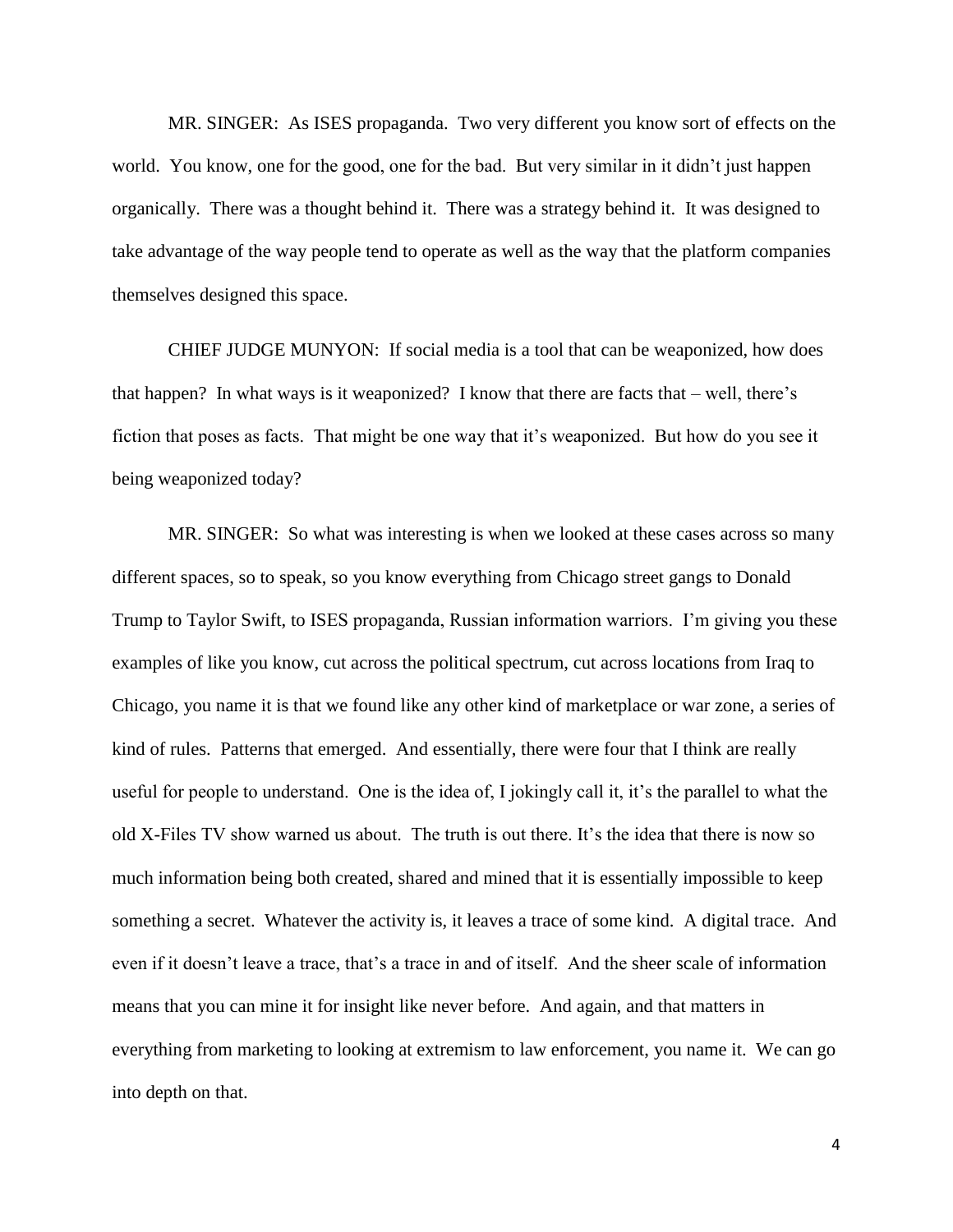MR. SINGER: As ISES propaganda. Two very different you know sort of effects on the world. You know, one for the good, one for the bad. But very similar in it didn't just happen organically. There was a thought behind it. There was a strategy behind it. It was designed to take advantage of the way people tend to operate as well as the way that the platform companies themselves designed this space.

CHIEF JUDGE MUNYON: If social media is a tool that can be weaponized, how does that happen? In what ways is it weaponized? I know that there are facts that – well, there's fiction that poses as facts. That might be one way that it's weaponized. But how do you see it being weaponized today?

MR. SINGER: So what was interesting is when we looked at these cases across so many different spaces, so to speak, so you know everything from Chicago street gangs to Donald Trump to Taylor Swift, to ISES propaganda, Russian information warriors. I'm giving you these examples of like you know, cut across the political spectrum, cut across locations from Iraq to Chicago, you name it is that we found like any other kind of marketplace or war zone, a series of kind of rules. Patterns that emerged. And essentially, there were four that I think are really useful for people to understand. One is the idea of, I jokingly call it, it's the parallel to what the old X-Files TV show warned us about. The truth is out there. It's the idea that there is now so much information being both created, shared and mined that it is essentially impossible to keep something a secret. Whatever the activity is, it leaves a trace of some kind. A digital trace. And even if it doesn't leave a trace, that's a trace in and of itself. And the sheer scale of information means that you can mine it for insight like never before. And again, and that matters in everything from marketing to looking at extremism to law enforcement, you name it. We can go into depth on that.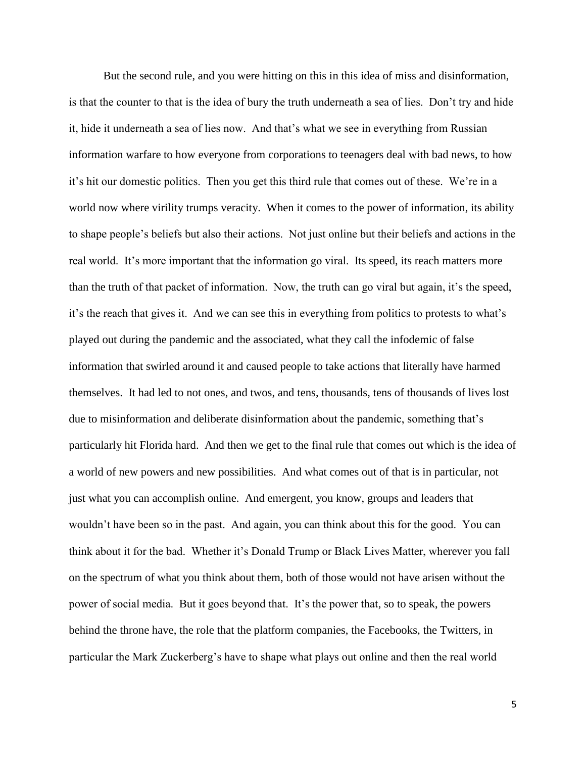But the second rule, and you were hitting on this in this idea of miss and disinformation, is that the counter to that is the idea of bury the truth underneath a sea of lies. Don't try and hide it, hide it underneath a sea of lies now. And that's what we see in everything from Russian information warfare to how everyone from corporations to teenagers deal with bad news, to how it's hit our domestic politics. Then you get this third rule that comes out of these. We're in a world now where virility trumps veracity. When it comes to the power of information, its ability to shape people's beliefs but also their actions. Not just online but their beliefs and actions in the real world. It's more important that the information go viral. Its speed, its reach matters more than the truth of that packet of information. Now, the truth can go viral but again, it's the speed, it's the reach that gives it. And we can see this in everything from politics to protests to what's played out during the pandemic and the associated, what they call the infodemic of false information that swirled around it and caused people to take actions that literally have harmed themselves. It had led to not ones, and twos, and tens, thousands, tens of thousands of lives lost due to misinformation and deliberate disinformation about the pandemic, something that's particularly hit Florida hard. And then we get to the final rule that comes out which is the idea of a world of new powers and new possibilities. And what comes out of that is in particular, not just what you can accomplish online. And emergent, you know, groups and leaders that wouldn't have been so in the past. And again, you can think about this for the good. You can think about it for the bad. Whether it's Donald Trump or Black Lives Matter, wherever you fall on the spectrum of what you think about them, both of those would not have arisen without the power of social media. But it goes beyond that. It's the power that, so to speak, the powers behind the throne have, the role that the platform companies, the Facebooks, the Twitters, in particular the Mark Zuckerberg's have to shape what plays out online and then the real world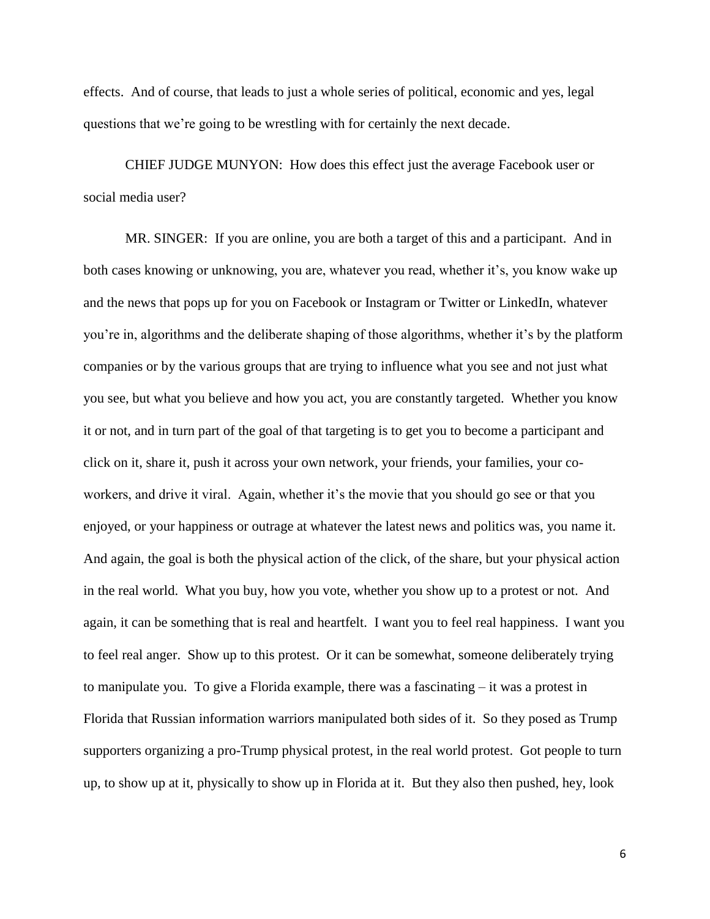effects. And of course, that leads to just a whole series of political, economic and yes, legal questions that we're going to be wrestling with for certainly the next decade.

CHIEF JUDGE MUNYON: How does this effect just the average Facebook user or social media user?

MR. SINGER: If you are online, you are both a target of this and a participant. And in both cases knowing or unknowing, you are, whatever you read, whether it's, you know wake up and the news that pops up for you on Facebook or Instagram or Twitter or LinkedIn, whatever you're in, algorithms and the deliberate shaping of those algorithms, whether it's by the platform companies or by the various groups that are trying to influence what you see and not just what you see, but what you believe and how you act, you are constantly targeted. Whether you know it or not, and in turn part of the goal of that targeting is to get you to become a participant and click on it, share it, push it across your own network, your friends, your families, your co-workers, and drive it viral. Again, whether it's the movie that you should go see or that you enjoyed, or your happiness or outrage at whatever the latest news and politics was, you name it. And again, the goal is both the physical action of the click, of the share, but your physical action in the real world. What you buy, how you vote, whether you show up to a protest or not. And again, it can be something that is real and heartfelt. I want you to feel real happiness. I want you to feel real anger. Show up to this protest. Or it can be somewhat, someone deliberately trying to manipulate you. To give a Florida example, there was a fascinating – it was a protest in Florida that Russian information warriors manipulated both sides of it. So they posed as Trump supporters organizing a pro-Trump physical protest, in the real world protest. Got people to turn up, to show up at it, physically to show up in Florida at it. But they also then pushed, hey, look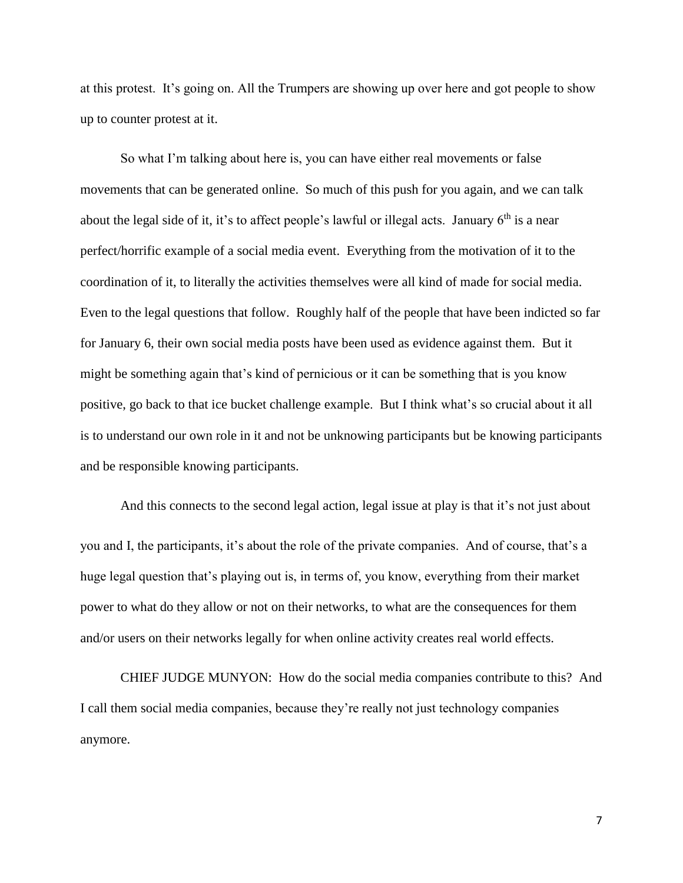at this protest. It's going on. All the Trumpers are showing up over here and got people to show up to counter protest at it.

So what I'm talking about here is, you can have either real movements or false movements that can be generated online. So much of this push for you again, and we can talk about the legal side of it, it's to affect people's lawful or illegal acts. January 6th is a near perfect/horrific example of a social media event. Everything from the motivation of it to the coordination of it, to literally the activities themselves were all kind of made for social media. Even to the legal questions that follow. Roughly half of the people that have been indicted so far for January 6, their own social media posts have been used as evidence against them. But it might be something again that's kind of pernicious or it can be something that is you know positive, go back to that ice bucket challenge example. But I think what's so crucial about it all is to understand our own role in it and not be unknowing participants but be knowing participants and be responsible knowing participants.

And this connects to the second legal action, legal issue at play is that it's not just about you and I, the participants, it's about the role of the private companies. And of course, that's a huge legal question that's playing out is, in terms of, you know, everything from their market power to what do they allow or not on their networks, to what are the consequences for them and/or users on their networks legally for when online activity creates real world effects.

CHIEF JUDGE MUNYON: How do the social media companies contribute to this? And I call them social media companies, because they're really not just technology companies anymore.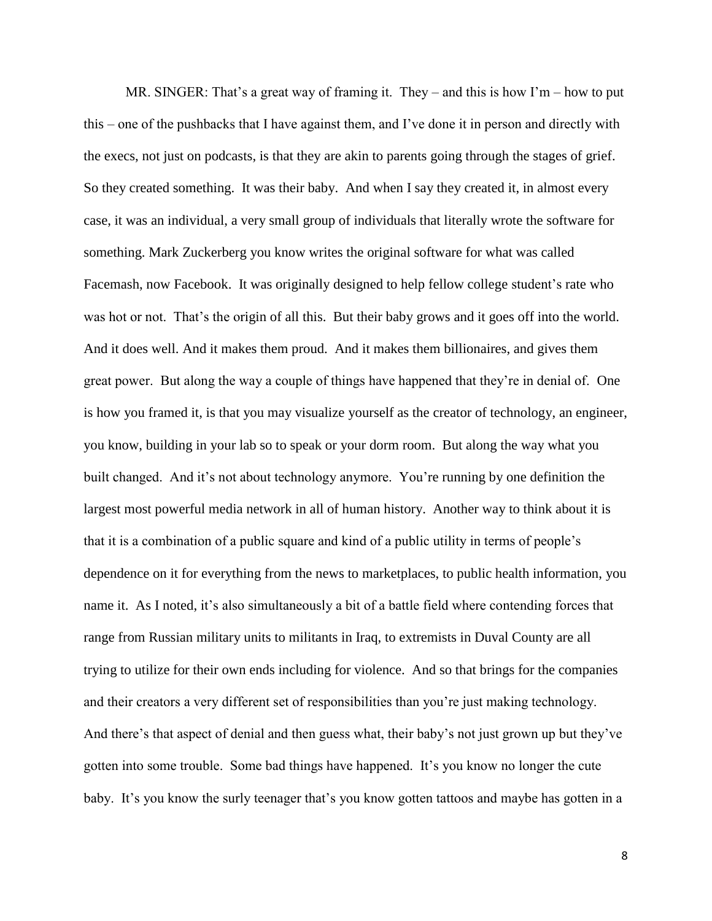MR. SINGER: That's a great way of framing it. They – and this is how I'm – how to put this – one of the pushbacks that I have against them, and I've done it in person and directly with the execs, not just on podcasts, is that they are akin to parents going through the stages of grief. So they created something. It was their baby. And when I say they created it, in almost every case, it was an individual, a very small group of individuals that literally wrote the software for something. Mark Zuckerberg you know writes the original software for what was called Facemash, now Facebook. It was originally designed to help fellow college student's rate who was hot or not. That's the origin of all this. But their baby grows and it goes off into the world. And it does well. And it makes them proud. And it makes them billionaires, and gives them great power. But along the way a couple of things have happened that they're in denial of. One is how you framed it, is that you may visualize yourself as the creator of technology, an engineer, you know, building in your lab so to speak or your dorm room. But along the way what you built changed. And it's not about technology anymore. You're running by one definition the largest most powerful media network in all of human history. Another way to think about it is that it is a combination of a public square and kind of a public utility in terms of people's dependence on it for everything from the news to marketplaces, to public health information, you name it. As I noted, it's also simultaneously a bit of a battle field where contending forces that range from Russian military units to militants in Iraq, to extremists in Duval County are all trying to utilize for their own ends including for violence. And so that brings for the companies and their creators a very different set of responsibilities than you're just making technology. And there's that aspect of denial and then guess what, their baby's not just grown up but they've gotten into some trouble. Some bad things have happened. It's you know no longer the cute baby. It's you know the surly teenager that's you know gotten tattoos and maybe has gotten in a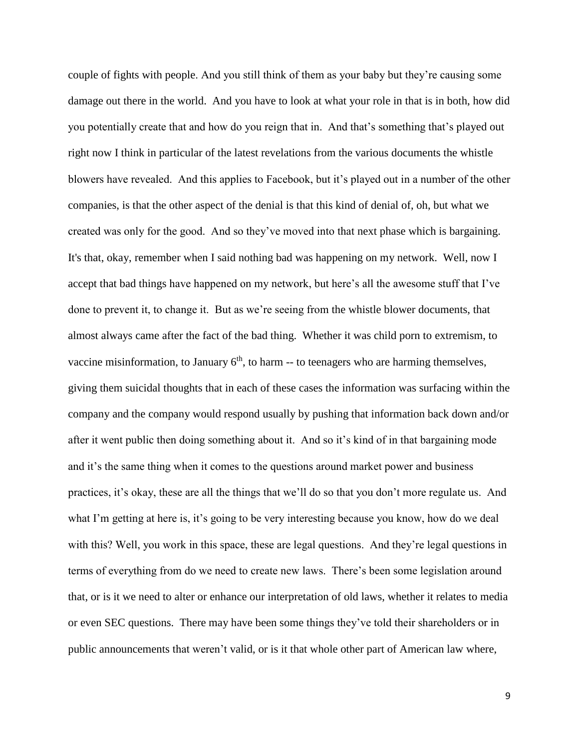couple of fights with people. And you still think of them as your baby but they're causing some damage out there in the world. And you have to look at what your role in that is in both, how did you potentially create that and how do you reign that in. And that's something that's played out right now I think in particular of the latest revelations from the various documents the whistle blowers have revealed. And this applies to Facebook, but it's played out in a number of the other companies, is that the other aspect of the denial is that this kind of denial of, oh, but what we created was only for the good. And so they've moved into that next phase which is bargaining. It's that, okay, remember when I said nothing bad was happening on my network. Well, now I accept that bad things have happened on my network, but here's all the awesome stuff that I've done to prevent it, to change it. But as we're seeing from the whistle blower documents, that almost always came after the fact of the bad thing. Whether it was child porn to extremism, to vaccine misinformation, to January 6th, to harm -- to teenagers who are harming themselves, giving them suicidal thoughts that in each of these cases the information was surfacing within the company and the company would respond usually by pushing that information back down and/or after it went public then doing something about it. And so it's kind of in that bargaining mode and it's the same thing when it comes to the questions around market power and business practices, it's okay, these are all the things that we'll do so that you don't more regulate us. And what I'm getting at here is, it's going to be very interesting because you know, how do we deal with this? Well, you work in this space, these are legal questions. And they're legal questions in terms of everything from do we need to create new laws. There's been some legislation around that, or is it we need to alter or enhance our interpretation of old laws, whether it relates to media or even SEC questions. There may have been some things they've told their shareholders or in public announcements that weren't valid, or is it that whole other part of American law where,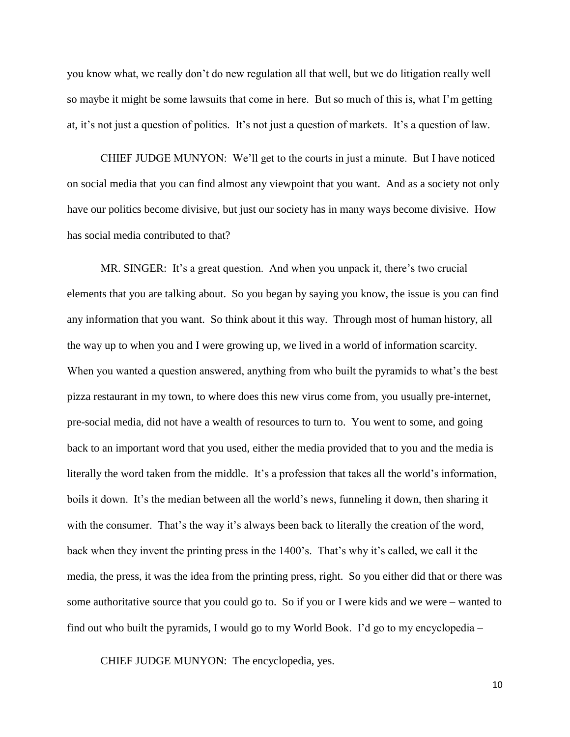you know what, we really don't do new regulation all that well, but we do litigation really well so maybe it might be some lawsuits that come in here. But so much of this is, what I'm getting at, it's not just a question of politics. It's not just a question of markets. It's a question of law.

CHIEF JUDGE MUNYON: We'll get to the courts in just a minute. But I have noticed on social media that you can find almost any viewpoint that you want. And as a society not only have our politics become divisive, but just our society has in many ways become divisive. How has social media contributed to that?

MR. SINGER: It's a great question. And when you unpack it, there's two crucial elements that you are talking about. So you began by saying you know, the issue is you can find any information that you want. So think about it this way. Through most of human history, all the way up to when you and I were growing up, we lived in a world of information scarcity. When you wanted a question answered, anything from who built the pyramids to what's the best pizza restaurant in my town, to where does this new virus come from, you usually pre-internet, pre-social media, did not have a wealth of resources to turn to. You went to some, and going back to an important word that you used, either the media provided that to you and the media is literally the word taken from the middle. It's a profession that takes all the world's information, boils it down. It's the median between all the world's news, funneling it down, then sharing it with the consumer. That's the way it's always been back to literally the creation of the word, back when they invent the printing press in the 1400's. That's why it's called, we call it the media, the press, it was the idea from the printing press, right. So you either did that or there was some authoritative source that you could go to. So if you or I were kids and we were – wanted to find out who built the pyramids, I would go to my World Book. I'd go to my encyclopedia –

CHIEF JUDGE MUNYON: The encyclopedia, yes.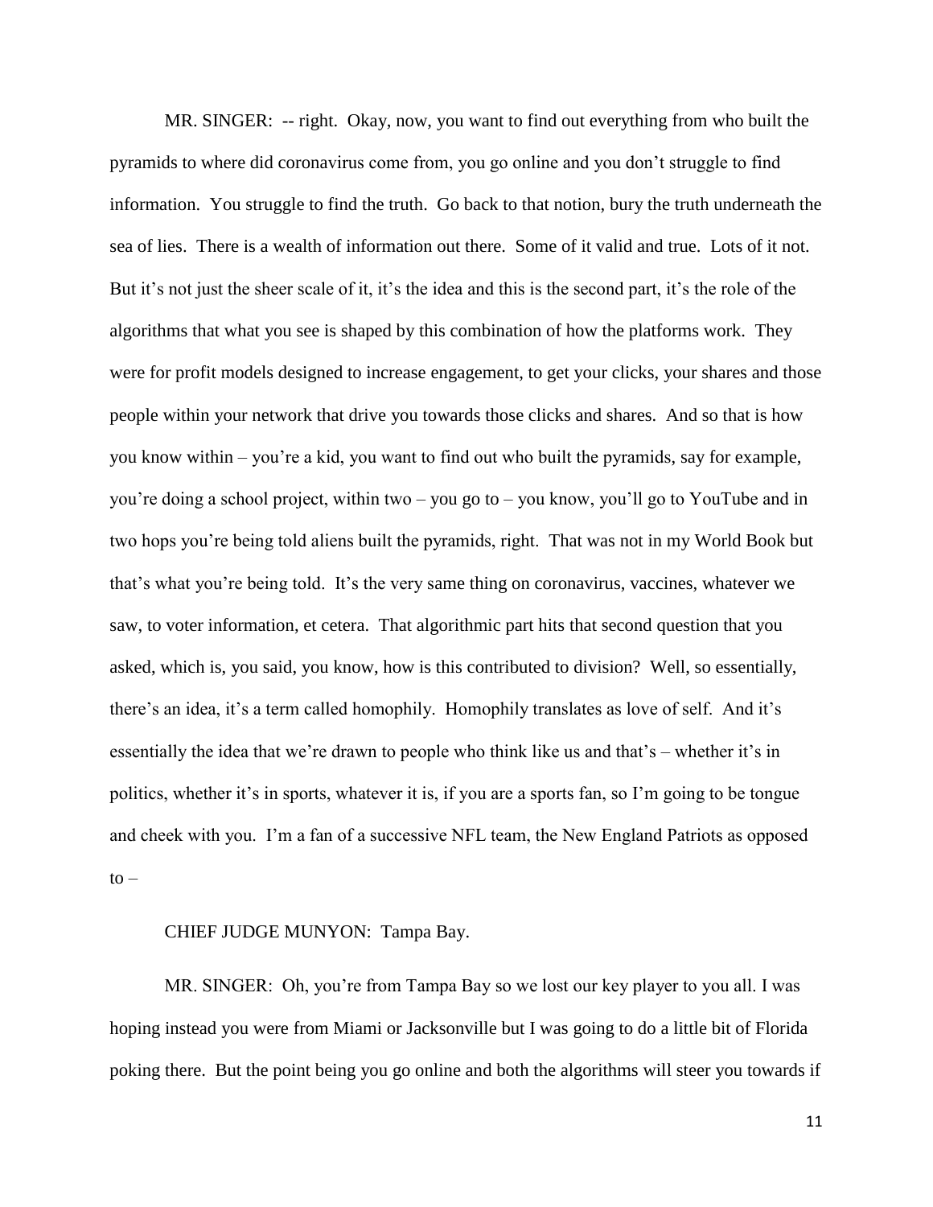MR. SINGER: -- right. Okay, now, you want to find out everything from who built the pyramids to where did coronavirus come from, you go online and you don't struggle to find information. You struggle to find the truth. Go back to that notion, bury the truth underneath the sea of lies. There is a wealth of information out there. Some of it valid and true. Lots of it not. But it's not just the sheer scale of it, it's the idea and this is the second part, it's the role of the algorithms that what you see is shaped by this combination of how the platforms work. They were for profit models designed to increase engagement, to get your clicks, your shares and those people within your network that drive you towards those clicks and shares. And so that is how you know within – you're a kid, you want to find out who built the pyramids, say for example, you're doing a school project, within two – you go to – you know, you'll go to YouTube and in two hops you're being told aliens built the pyramids, right. That was not in my World Book but that's what you're being told. It's the very same thing on coronavirus, vaccines, whatever we saw, to voter information, et cetera. That algorithmic part hits that second question that you asked, which is, you said, you know, how is this contributed to division? Well, so essentially, there's an idea, it's a term called homophily. Homophily translates as love of self. And it's essentially the idea that we're drawn to people who think like us and that's – whether it's in politics, whether it's in sports, whatever it is, if you are a sports fan, so I'm going to be tongue and cheek with you. I'm a fan of a successive NFL team, the New England Patriots as opposed to –

CHIEF JUDGE MUNYON: Tampa Bay.

MR. SINGER: Oh, you're from Tampa Bay so we lost our key player to you all. I was hoping instead you were from Miami or Jacksonville but I was going to do a little bit of Florida poking there. But the point being you go online and both the algorithms will steer you towards if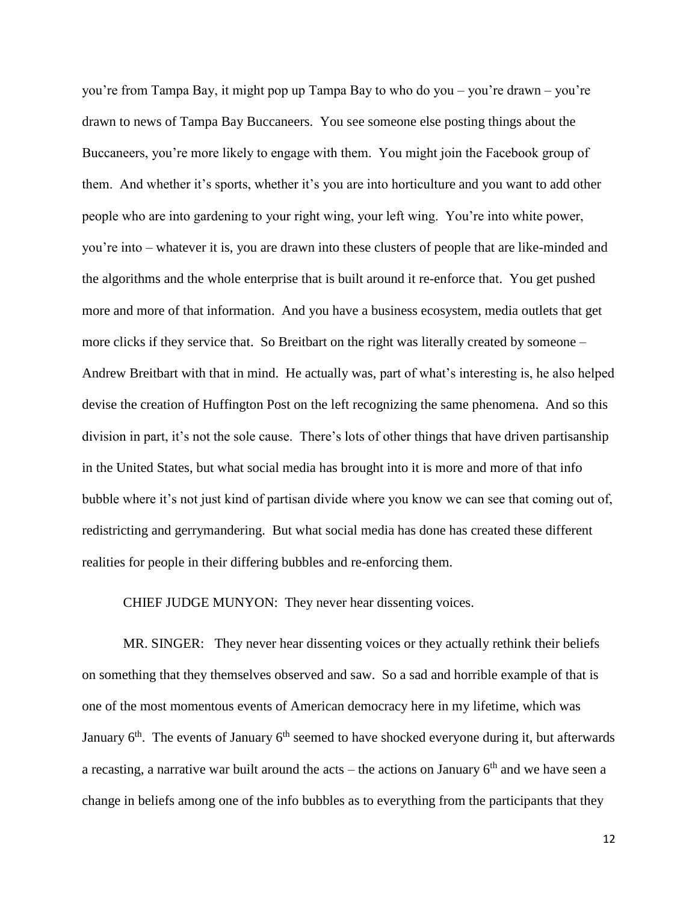you're from Tampa Bay, it might pop up Tampa Bay to who do you – you're drawn – you're drawn to news of Tampa Bay Buccaneers. You see someone else posting things about the Buccaneers, you're more likely to engage with them. You might join the Facebook group of them. And whether it's sports, whether it's you are into horticulture and you want to add other people who are into gardening to your right wing, your left wing. You're into white power, you're into – whatever it is, you are drawn into these clusters of people that are like-minded and the algorithms and the whole enterprise that is built around it re-enforce that. You get pushed more and more of that information. And you have a business ecosystem, media outlets that get more clicks if they service that. So Breitbart on the right was literally created by someone – Andrew Breitbart with that in mind. He actually was, part of what's interesting is, he also helped devise the creation of Huffington Post on the left recognizing the same phenomena. And so this division in part, it's not the sole cause. There's lots of other things that have driven partisanship in the United States, but what social media has brought into it is more and more of that info bubble where it's not just kind of partisan divide where you know we can see that coming out of, redistricting and gerrymandering. But what social media has done has created these different realities for people in their differing bubbles and re-enforcing them.

CHIEF JUDGE MUNYON: They never hear dissenting voices.

MR. SINGER: They never hear dissenting voices or they actually rethink their beliefs on something that they themselves observed and saw. So a sad and horrible example of that is one of the most momentous events of American democracy here in my lifetime, which was January 6th. The events of January 6th seemed to have shocked everyone during it, but afterwards a recasting, a narrative war built around the acts – the actions on January 6th and we have seen a change in beliefs among one of the info bubbles as to everything from the participants that they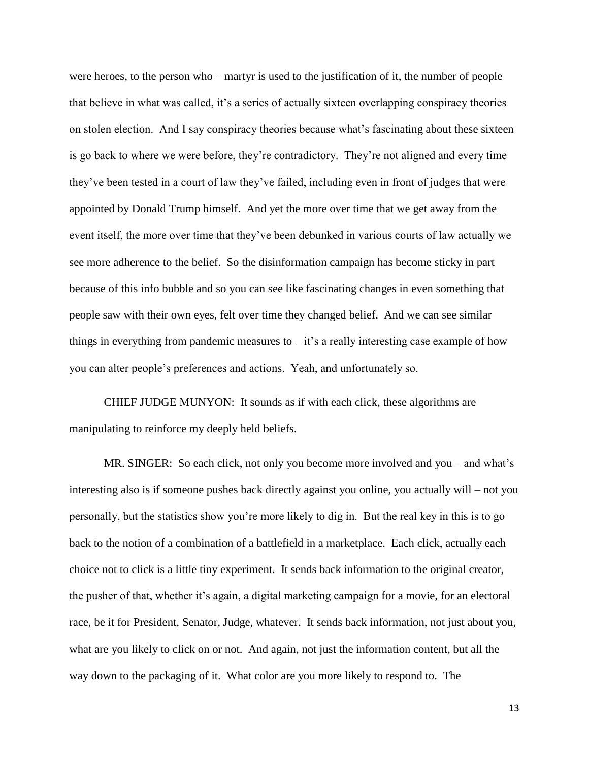were heroes, to the person who – martyr is used to the justification of it, the number of people that believe in what was called, it's a series of actually sixteen overlapping conspiracy theories on stolen election. And I say conspiracy theories because what's fascinating about these sixteen is go back to where we were before, they're contradictory. They're not aligned and every time they've been tested in a court of law they've failed, including even in front of judges that were appointed by Donald Trump himself. And yet the more over time that we get away from the event itself, the more over time that they've been debunked in various courts of law actually we see more adherence to the belief. So the disinformation campaign has become sticky in part because of this info bubble and so you can see like fascinating changes in even something that people saw with their own eyes, felt over time they changed belief. And we can see similar things in everything from pandemic measures to – it's a really interesting case example of how you can alter people's preferences and actions. Yeah, and unfortunately so.

CHIEF JUDGE MUNYON: It sounds as if with each click, these algorithms are manipulating to reinforce my deeply held beliefs.

MR. SINGER: So each click, not only you become more involved and you – and what's interesting also is if someone pushes back directly against you online, you actually will – not you personally, but the statistics show you're more likely to dig in. But the real key in this is to go back to the notion of a combination of a battlefield in a marketplace. Each click, actually each choice not to click is a little tiny experiment. It sends back information to the original creator, the pusher of that, whether it's again, a digital marketing campaign for a movie, for an electoral race, be it for President, Senator, Judge, whatever. It sends back information, not just about you, what are you likely to click on or not. And again, not just the information content, but all the way down to the packaging of it. What color are you more likely to respond to. The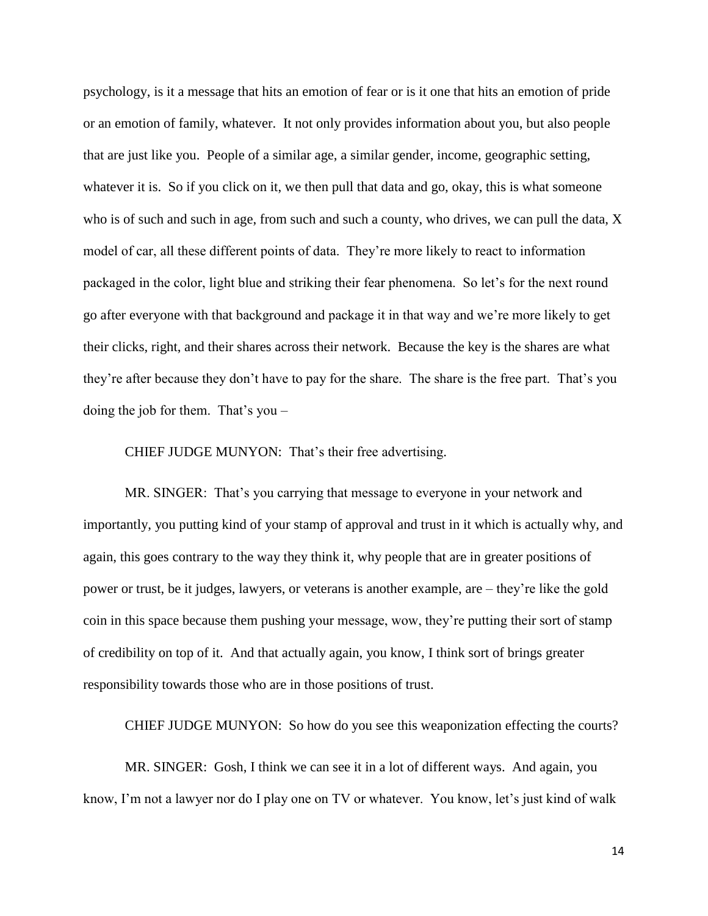psychology, is it a message that hits an emotion of fear or is it one that hits an emotion of pride or an emotion of family, whatever. It not only provides information about you, but also people that are just like you. People of a similar age, a similar gender, income, geographic setting, whatever it is. So if you click on it, we then pull that data and go, okay, this is what someone who is of such and such in age, from such and such a county, who drives, we can pull the data, X model of car, all these different points of data. They're more likely to react to information packaged in the color, light blue and striking their fear phenomena. So let's for the next round go after everyone with that background and package it in that way and we're more likely to get their clicks, right, and their shares across their network. Because the key is the shares are what they're after because they don't have to pay for the share. The share is the free part. That's you doing the job for them. That's you –

CHIEF JUDGE MUNYON: That's their free advertising.

MR. SINGER: That's you carrying that message to everyone in your network and importantly, you putting kind of your stamp of approval and trust in it which is actually why, and again, this goes contrary to the way they think it, why people that are in greater positions of power or trust, be it judges, lawyers, or veterans is another example, are – they're like the gold coin in this space because them pushing your message, wow, they're putting their sort of stamp of credibility on top of it. And that actually again, you know, I think sort of brings greater responsibility towards those who are in those positions of trust.

CHIEF JUDGE MUNYON: So how do you see this weaponization effecting the courts?

MR. SINGER: Gosh, I think we can see it in a lot of different ways. And again, you know, I'm not a lawyer nor do I play one on TV or whatever. You know, let's just kind of walk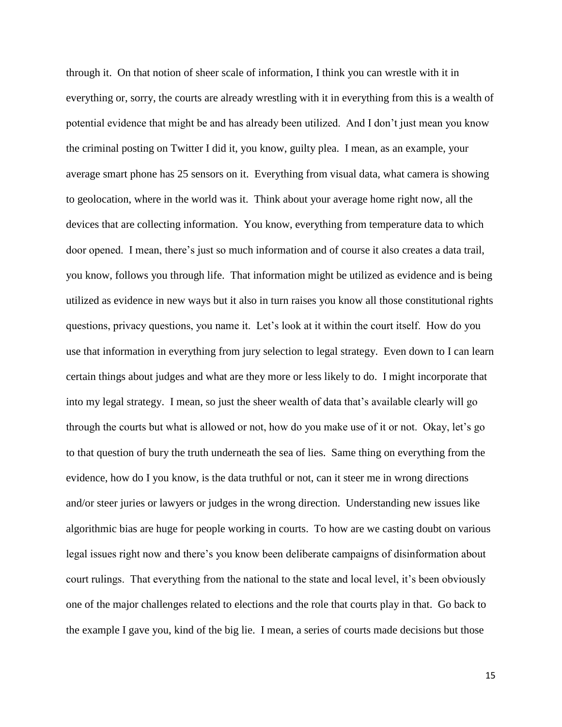through it. On that notion of sheer scale of information, I think you can wrestle with it in everything or, sorry, the courts are already wrestling with it in everything from this is a wealth of potential evidence that might be and has already been utilized. And I don't just mean you know the criminal posting on Twitter I did it, you know, guilty plea. I mean, as an example, your average smart phone has 25 sensors on it. Everything from visual data, what camera is showing to geolocation, where in the world was it. Think about your average home right now, all the devices that are collecting information. You know, everything from temperature data to which door opened. I mean, there's just so much information and of course it also creates a data trail, you know, follows you through life. That information might be utilized as evidence and is being utilized as evidence in new ways but it also in turn raises you know all those constitutional rights questions, privacy questions, you name it. Let's look at it within the court itself. How do you use that information in everything from jury selection to legal strategy. Even down to I can learn certain things about judges and what are they more or less likely to do. I might incorporate that into my legal strategy. I mean, so just the sheer wealth of data that's available clearly will go through the courts but what is allowed or not, how do you make use of it or not. Okay, let's go to that question of bury the truth underneath the sea of lies. Same thing on everything from the evidence, how do I you know, is the data truthful or not, can it steer me in wrong directions and/or steer juries or lawyers or judges in the wrong direction. Understanding new issues like algorithmic bias are huge for people working in courts. To how are we casting doubt on various legal issues right now and there's you know been deliberate campaigns of disinformation about court rulings. That everything from the national to the state and local level, it's been obviously one of the major challenges related to elections and the role that courts play in that. Go back to the example I gave you, kind of the big lie. I mean, a series of courts made decisions but those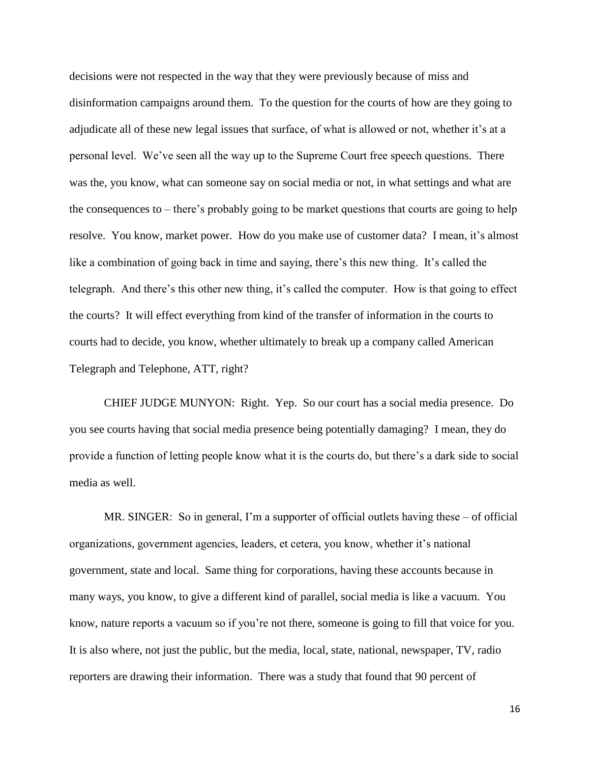decisions were not respected in the way that they were previously because of miss and disinformation campaigns around them. To the question for the courts of how are they going to adjudicate all of these new legal issues that surface, of what is allowed or not, whether it's at a personal level. We've seen all the way up to the Supreme Court free speech questions. There was the, you know, what can someone say on social media or not, in what settings and what are the consequences to – there's probably going to be market questions that courts are going to help resolve. You know, market power. How do you make use of customer data? I mean, it's almost like a combination of going back in time and saying, there's this new thing. It's called the telegraph. And there's this other new thing, it's called the computer. How is that going to effect the courts? It will effect everything from kind of the transfer of information in the courts to courts had to decide, you know, whether ultimately to break up a company called American Telegraph and Telephone, ATT, right?

CHIEF JUDGE MUNYON: Right. Yep. So our court has a social media presence. Do you see courts having that social media presence being potentially damaging? I mean, they do provide a function of letting people know what it is the courts do, but there's a dark side to social media as well.

MR. SINGER: So in general, I'm a supporter of official outlets having these – of official organizations, government agencies, leaders, et cetera, you know, whether it's national government, state and local. Same thing for corporations, having these accounts because in many ways, you know, to give a different kind of parallel, social media is like a vacuum. You know, nature reports a vacuum so if you're not there, someone is going to fill that voice for you. It is also where, not just the public, but the media, local, state, national, newspaper, TV, radio reporters are drawing their information. There was a study that found that 90 percent of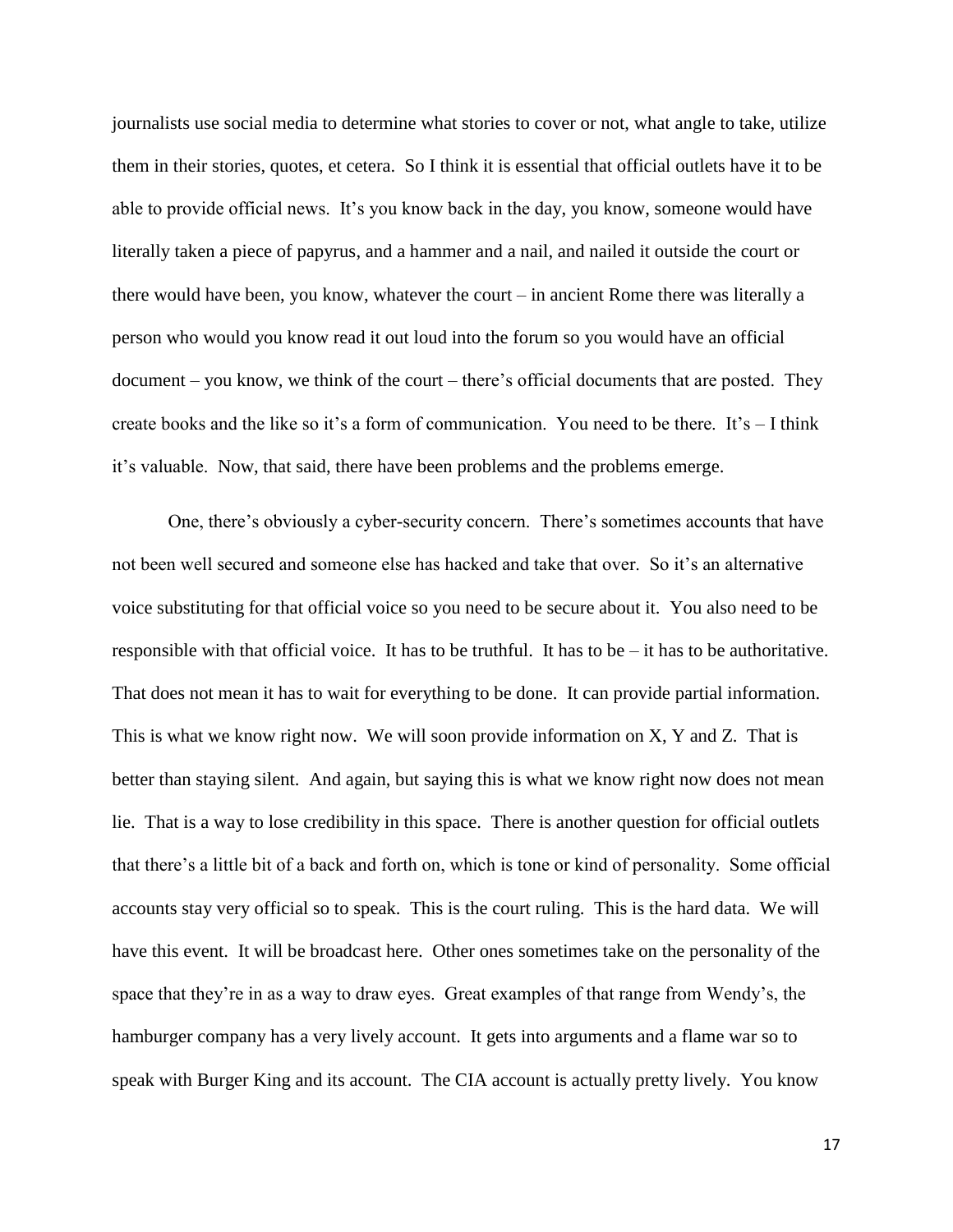journalists use social media to determine what stories to cover or not, what angle to take, utilize them in their stories, quotes, et cetera. So I think it is essential that official outlets have it to be able to provide official news. It's you know back in the day, you know, someone would have literally taken a piece of papyrus, and a hammer and a nail, and nailed it outside the court or there would have been, you know, whatever the court – in ancient Rome there was literally a person who would you know read it out loud into the forum so you would have an official document – you know, we think of the court – there's official documents that are posted. They create books and the like so it's a form of communication. You need to be there. It's – I think it's valuable. Now, that said, there have been problems and the problems emerge.

One, there's obviously a cyber-security concern. There's sometimes accounts that have not been well secured and someone else has hacked and take that over. So it's an alternative voice substituting for that official voice so you need to be secure about it. You also need to be responsible with that official voice. It has to be truthful. It has to be – it has to be authoritative. That does not mean it has to wait for everything to be done. It can provide partial information. This is what we know right now. We will soon provide information on X, Y and Z. That is better than staying silent. And again, but saying this is what we know right now does not mean lie. That is a way to lose credibility in this space. There is another question for official outlets that there's a little bit of a back and forth on, which is tone or kind of personality. Some official accounts stay very official so to speak. This is the court ruling. This is the hard data. We will have this event. It will be broadcast here. Other ones sometimes take on the personality of the space that they're in as a way to draw eyes. Great examples of that range from Wendy's, the hamburger company has a very lively account. It gets into arguments and a flame war so to speak with Burger King and its account. The CIA account is actually pretty lively. You know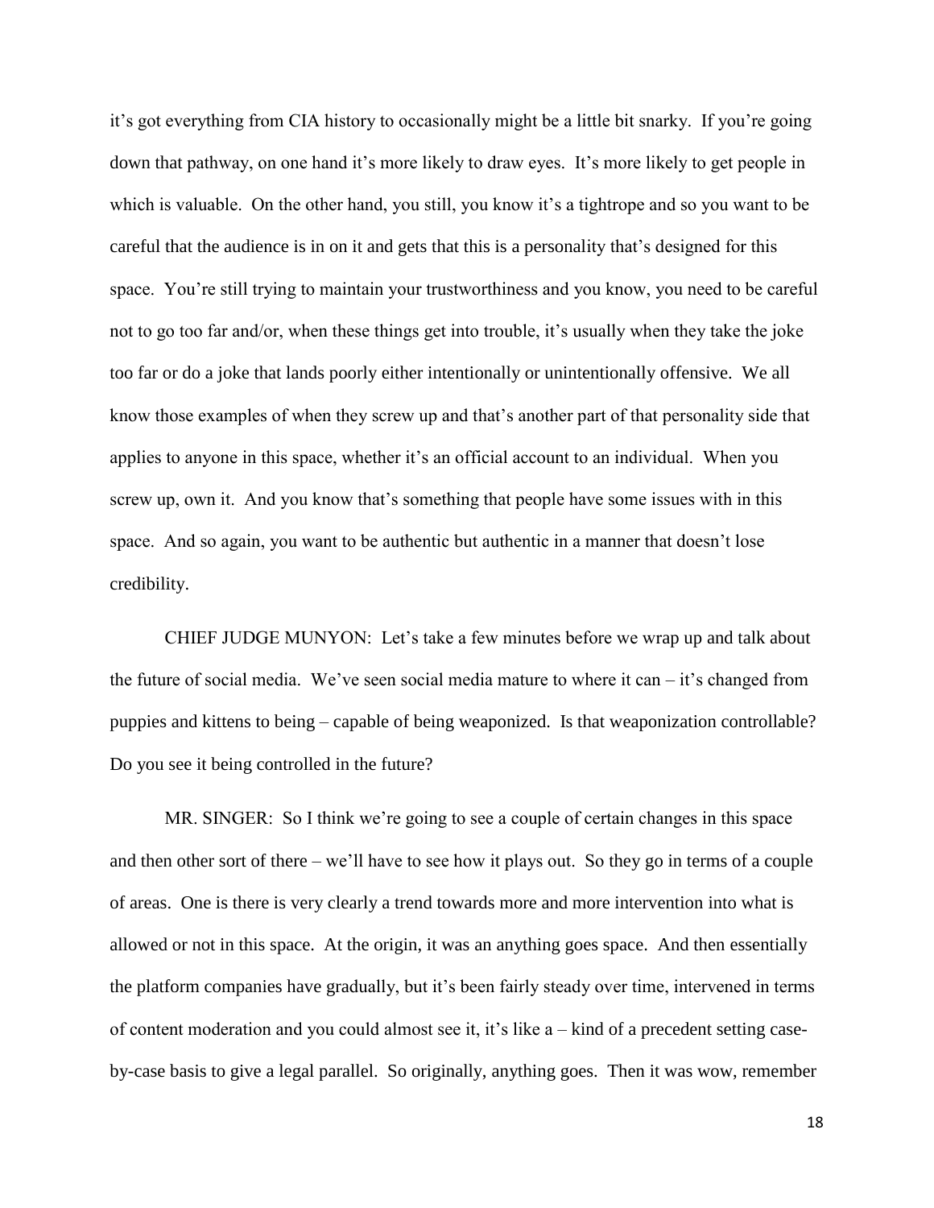it's got everything from CIA history to occasionally might be a little bit snarky. If you're going down that pathway, on one hand it's more likely to draw eyes. It's more likely to get people in which is valuable. On the other hand, you still, you know it's a tightrope and so you want to be careful that the audience is in on it and gets that this is a personality that's designed for this space. You're still trying to maintain your trustworthiness and you know, you need to be careful not to go too far and/or, when these things get into trouble, it's usually when they take the joke too far or do a joke that lands poorly either intentionally or unintentionally offensive. We all know those examples of when they screw up and that's another part of that personality side that applies to anyone in this space, whether it's an official account to an individual. When you screw up, own it. And you know that's something that people have some issues with in this space. And so again, you want to be authentic but authentic in a manner that doesn't lose credibility.

CHIEF JUDGE MUNYON: Let's take a few minutes before we wrap up and talk about the future of social media. We've seen social media mature to where it can – it's changed from puppies and kittens to being – capable of being weaponized. Is that weaponization controllable? Do you see it being controlled in the future?

MR. SINGER: So I think we're going to see a couple of certain changes in this space and then other sort of there – we'll have to see how it plays out. So they go in terms of a couple of areas. One is there is very clearly a trend towards more and more intervention into what is allowed or not in this space. At the origin, it was an anything goes space. And then essentially the platform companies have gradually, but it's been fairly steady over time, intervened in terms of content moderation and you could almost see it, it's like a – kind of a precedent setting case-by-case basis to give a legal parallel. So originally, anything goes. Then it was wow, remember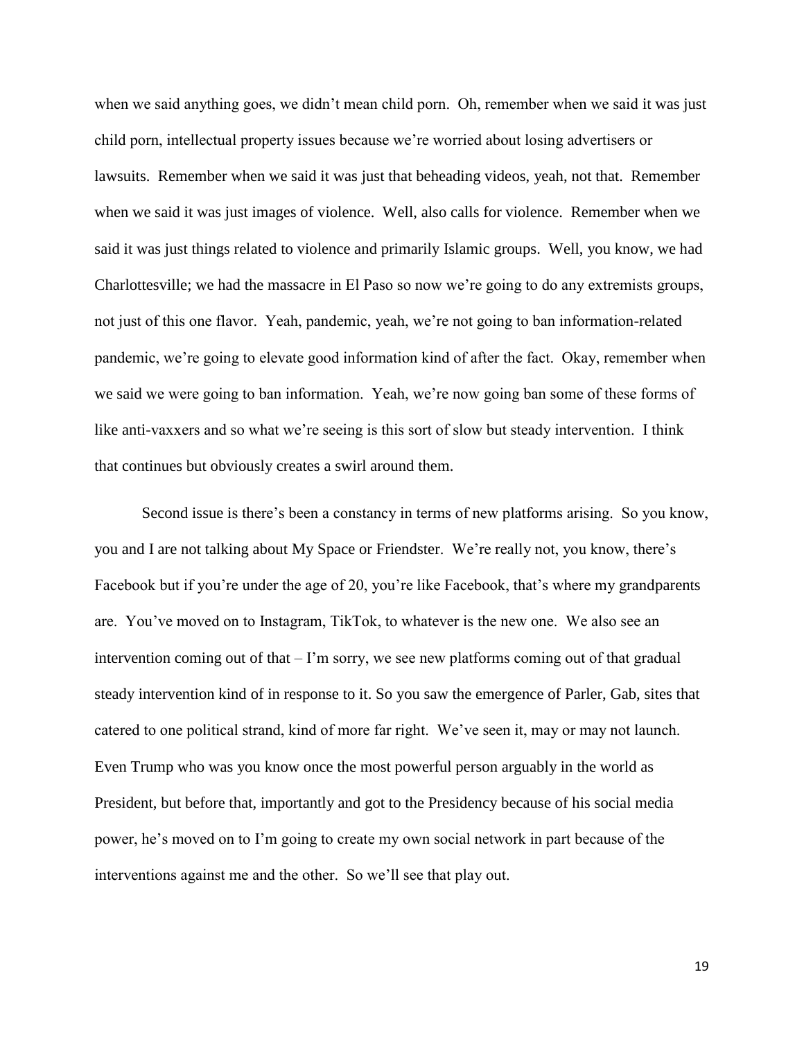when we said anything goes, we didn't mean child porn. Oh, remember when we said it was just child porn, intellectual property issues because we're worried about losing advertisers or lawsuits. Remember when we said it was just that beheading videos, yeah, not that. Remember when we said it was just images of violence. Well, also calls for violence. Remember when we said it was just things related to violence and primarily Islamic groups. Well, you know, we had Charlottesville; we had the massacre in El Paso so now we're going to do any extremists groups, not just of this one flavor. Yeah, pandemic, yeah, we're not going to ban information-related pandemic, we're going to elevate good information kind of after the fact. Okay, remember when we said we were going to ban information. Yeah, we're now going ban some of these forms of like anti-vaxxers and so what we're seeing is this sort of slow but steady intervention. I think that continues but obviously creates a swirl around them.

Second issue is there's been a constancy in terms of new platforms arising. So you know, you and I are not talking about My Space or Friendster. We're really not, you know, there's Facebook but if you're under the age of 20, you're like Facebook, that's where my grandparents are. You've moved on to Instagram, TikTok, to whatever is the new one. We also see an intervention coming out of that – I'm sorry, we see new platforms coming out of that gradual steady intervention kind of in response to it. So you saw the emergence of Parler, Gab, sites that catered to one political strand, kind of more far right. We've seen it, may or may not launch. Even Trump who was you know once the most powerful person arguably in the world as President, but before that, importantly and got to the Presidency because of his social media power, he's moved on to I'm going to create my own social network in part because of the interventions against me and the other. So we'll see that play out.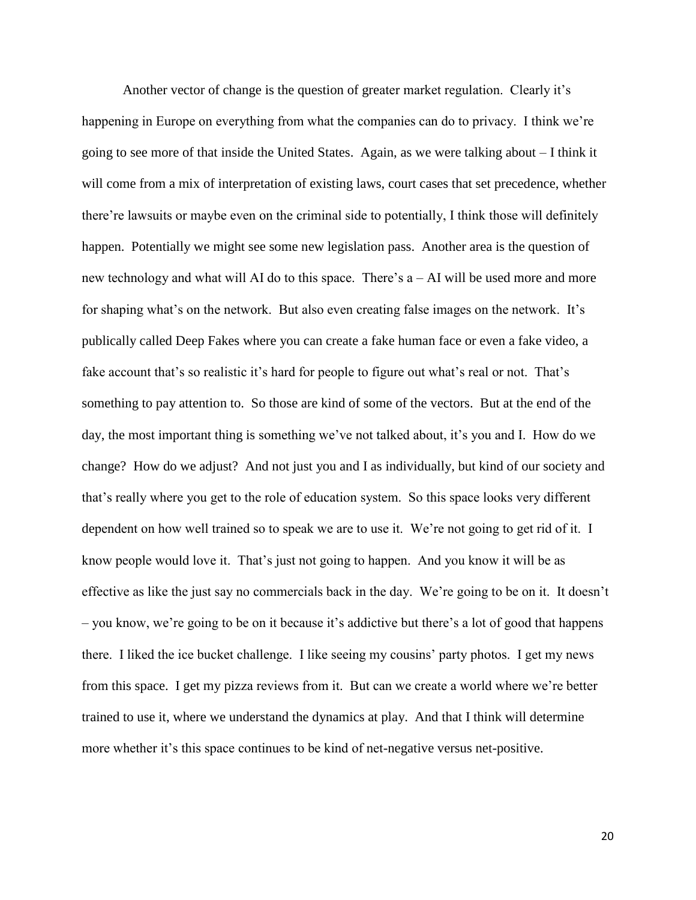Another vector of change is the question of greater market regulation. Clearly it's happening in Europe on everything from what the companies can do to privacy. I think we're going to see more of that inside the United States. Again, as we were talking about – I think it will come from a mix of interpretation of existing laws, court cases that set precedence, whether there're lawsuits or maybe even on the criminal side to potentially, I think those will definitely happen. Potentially we might see some new legislation pass. Another area is the question of new technology and what will AI do to this space. There's a – AI will be used more and more for shaping what's on the network. But also even creating false images on the network. It's publically called Deep Fakes where you can create a fake human face or even a fake video, a fake account that's so realistic it's hard for people to figure out what's real or not. That's something to pay attention to. So those are kind of some of the vectors. But at the end of the day, the most important thing is something we've not talked about, it's you and I. How do we change? How do we adjust? And not just you and I as individually, but kind of our society and that's really where you get to the role of education system. So this space looks very different dependent on how well trained so to speak we are to use it. We're not going to get rid of it. I know people would love it. That's just not going to happen. And you know it will be as effective as like the just say no commercials back in the day. We're going to be on it. It doesn't – you know, we're going to be on it because it's addictive but there's a lot of good that happens there. I liked the ice bucket challenge. I like seeing my cousins' party photos. I get my news from this space. I get my pizza reviews from it. But can we create a world where we're better trained to use it, where we understand the dynamics at play. And that I think will determine more whether it's this space continues to be kind of net-negative versus net-positive.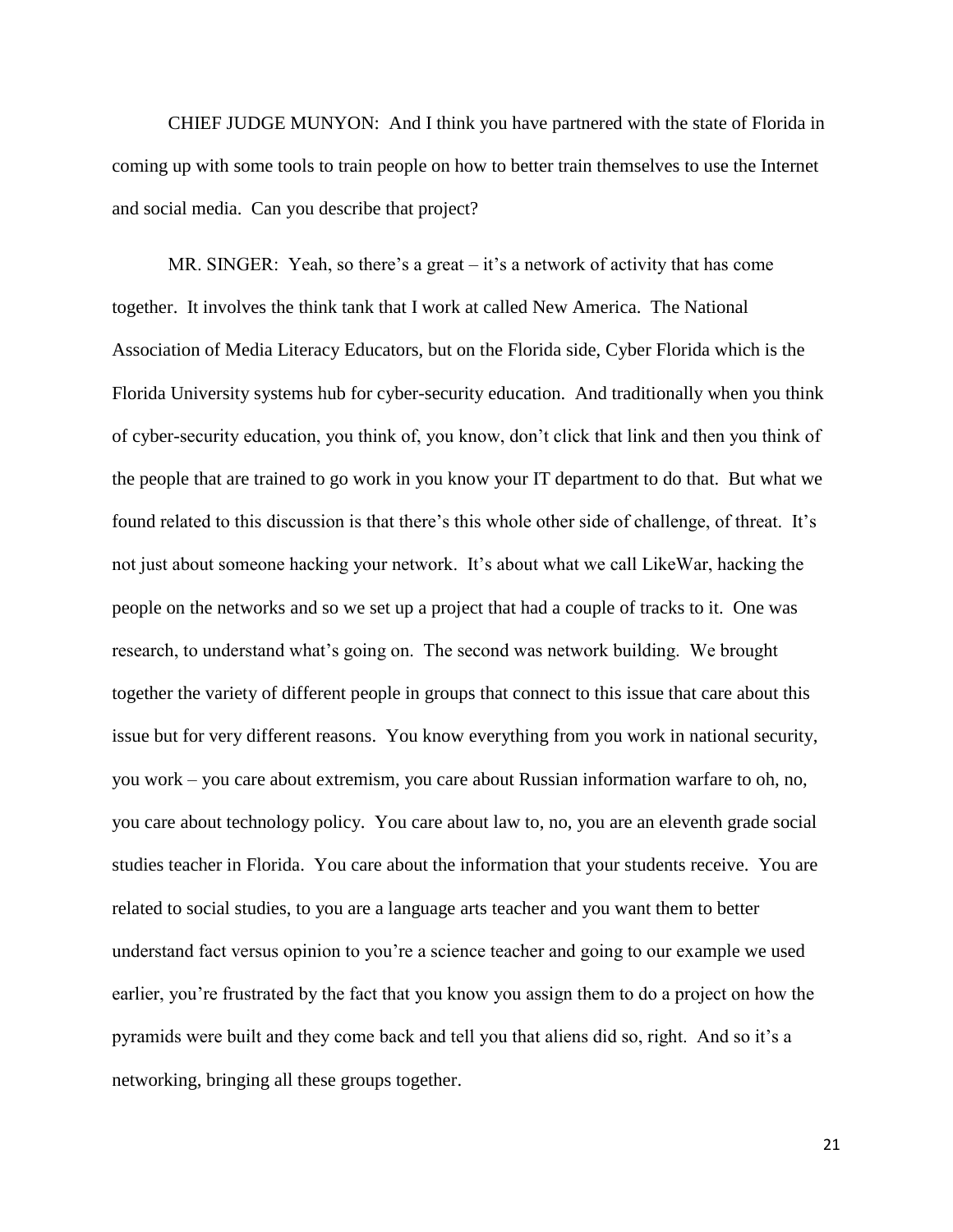CHIEF JUDGE MUNYON: And I think you have partnered with the state of Florida in coming up with some tools to train people on how to better train themselves to use the Internet and social media. Can you describe that project?

MR. SINGER: Yeah, so there's a great – it's a network of activity that has come together. It involves the think tank that I work at called New America. The National Association of Media Literacy Educators, but on the Florida side, Cyber Florida which is the Florida University systems hub for cyber-security education. And traditionally when you think of cyber-security education, you think of, you know, don't click that link and then you think of the people that are trained to go work in you know your IT department to do that. But what we found related to this discussion is that there's this whole other side of challenge, of threat. It's not just about someone hacking your network. It's about what we call LikeWar, hacking the people on the networks and so we set up a project that had a couple of tracks to it. One was research, to understand what's going on. The second was network building. We brought together the variety of different people in groups that connect to this issue that care about this issue but for very different reasons. You know everything from you work in national security, you work – you care about extremism, you care about Russian information warfare to oh, no, you care about technology policy. You care about law to, no, you are an eleventh grade social studies teacher in Florida. You care about the information that your students receive. You are related to social studies, to you are a language arts teacher and you want them to better understand fact versus opinion to you're a science teacher and going to our example we used earlier, you're frustrated by the fact that you know you assign them to do a project on how the pyramids were built and they come back and tell you that aliens did so, right. And so it's a networking, bringing all these groups together.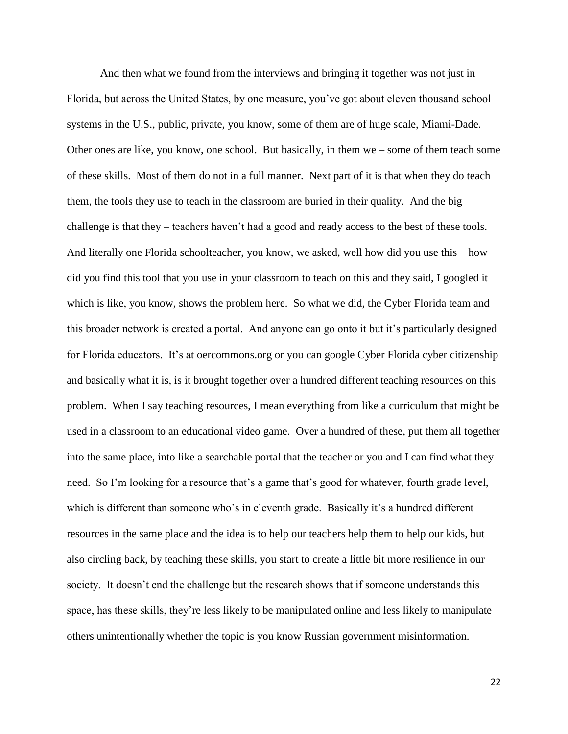And then what we found from the interviews and bringing it together was not just in Florida, but across the United States, by one measure, you've got about eleven thousand school systems in the U.S., public, private, you know, some of them are of huge scale, Miami-Dade. Other ones are like, you know, one school. But basically, in them we – some of them teach some of these skills. Most of them do not in a full manner. Next part of it is that when they do teach them, the tools they use to teach in the classroom are buried in their quality. And the big challenge is that they – teachers haven't had a good and ready access to the best of these tools. And literally one Florida schoolteacher, you know, we asked, well how did you use this – how did you find this tool that you use in your classroom to teach on this and they said, I googled it which is like, you know, shows the problem here. So what we did, the Cyber Florida team and this broader network is created a portal. And anyone can go onto it but it's particularly designed for Florida educators. It's at oercommons.org or you can google Cyber Florida cyber citizenship and basically what it is, is it brought together over a hundred different teaching resources on this problem. When I say teaching resources, I mean everything from like a curriculum that might be used in a classroom to an educational video game. Over a hundred of these, put them all together into the same place, into like a searchable portal that the teacher or you and I can find what they need. So I'm looking for a resource that's a game that's good for whatever, fourth grade level, which is different than someone who's in eleventh grade. Basically it's a hundred different resources in the same place and the idea is to help our teachers help them to help our kids, but also circling back, by teaching these skills, you start to create a little bit more resilience in our society. It doesn't end the challenge but the research shows that if someone understands this space, has these skills, they're less likely to be manipulated online and less likely to manipulate others unintentionally whether the topic is you know Russian government misinformation.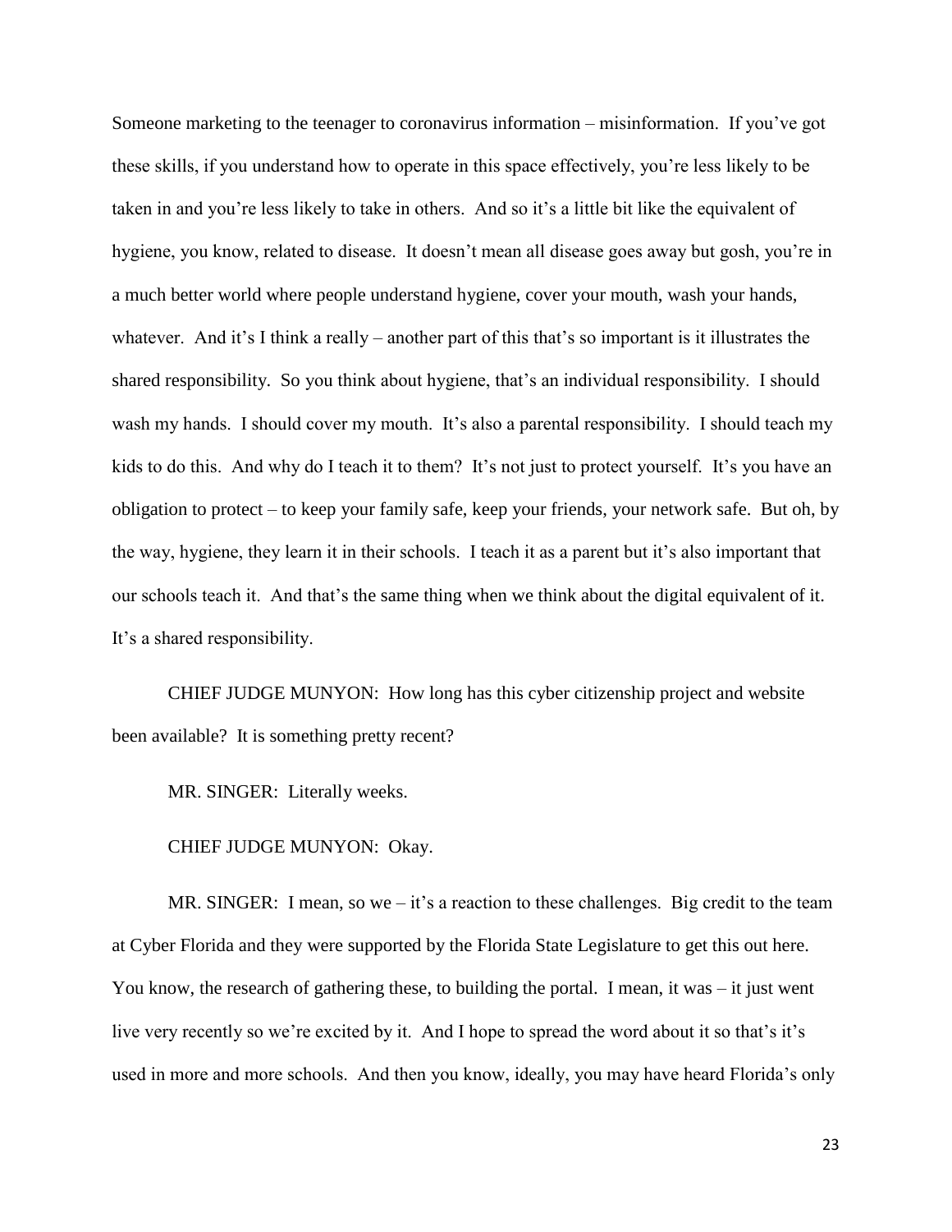Someone marketing to the teenager to coronavirus information – misinformation. If you've got these skills, if you understand how to operate in this space effectively, you're less likely to be taken in and you're less likely to take in others. And so it's a little bit like the equivalent of hygiene, you know, related to disease. It doesn't mean all disease goes away but gosh, you're in a much better world where people understand hygiene, cover your mouth, wash your hands, whatever. And it's I think a really – another part of this that's so important is it illustrates the shared responsibility. So you think about hygiene, that's an individual responsibility. I should wash my hands. I should cover my mouth. It's also a parental responsibility. I should teach my kids to do this. And why do I teach it to them? It's not just to protect yourself. It's you have an obligation to protect – to keep your family safe, keep your friends, your network safe. But oh, by the way, hygiene, they learn it in their schools. I teach it as a parent but it's also important that our schools teach it. And that's the same thing when we think about the digital equivalent of it. It's a shared responsibility.

CHIEF JUDGE MUNYON: How long has this cyber citizenship project and website been available? It is something pretty recent?

MR. SINGER: Literally weeks.

CHIEF JUDGE MUNYON: Okay.

MR. SINGER: I mean, so we – it's a reaction to these challenges. Big credit to the team at Cyber Florida and they were supported by the Florida State Legislature to get this out here. You know, the research of gathering these, to building the portal. I mean, it was – it just went live very recently so we're excited by it. And I hope to spread the word about it so that's it's used in more and more schools. And then you know, ideally, you may have heard Florida's only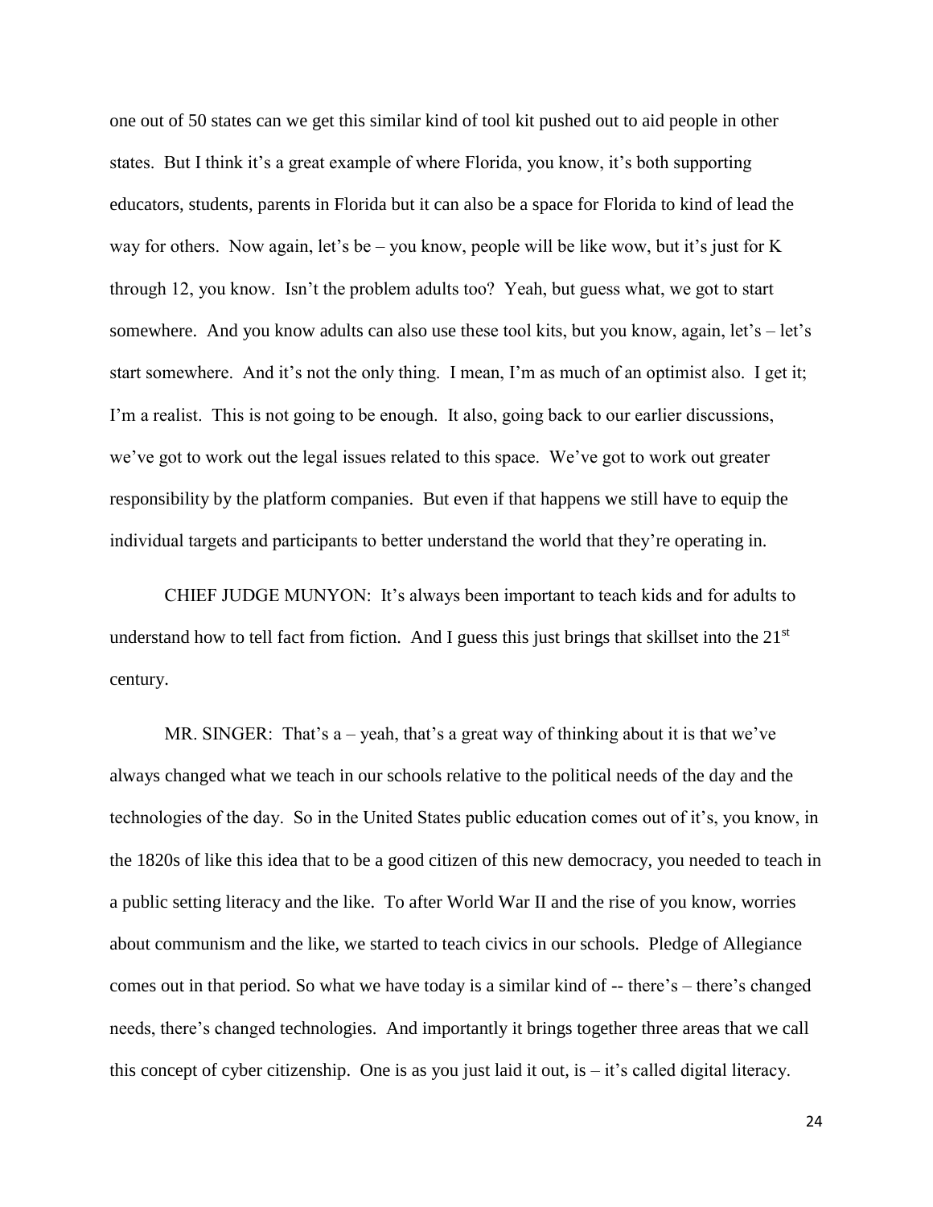one out of 50 states can we get this similar kind of tool kit pushed out to aid people in other states. But I think it's a great example of where Florida, you know, it's both supporting educators, students, parents in Florida but it can also be a space for Florida to kind of lead the way for others. Now again, let's be – you know, people will be like wow, but it's just for K through 12, you know. Isn't the problem adults too? Yeah, but guess what, we got to start somewhere. And you know adults can also use these tool kits, but you know, again, let's – let's start somewhere. And it's not the only thing. I mean, I'm as much of an optimist also. I get it; I'm a realist. This is not going to be enough. It also, going back to our earlier discussions, we've got to work out the legal issues related to this space. We've got to work out greater responsibility by the platform companies. But even if that happens we still have to equip the individual targets and participants to better understand the world that they're operating in.

CHIEF JUDGE MUNYON: It's always been important to teach kids and for adults to understand how to tell fact from fiction. And I guess this just brings that skillset into the 21st century.

MR. SINGER: That's a – yeah, that's a great way of thinking about it is that we've always changed what we teach in our schools relative to the political needs of the day and the technologies of the day. So in the United States public education comes out of it's, you know, in the 1820s of like this idea that to be a good citizen of this new democracy, you needed to teach in a public setting literacy and the like. To after World War II and the rise of you know, worries about communism and the like, we started to teach civics in our schools. Pledge of Allegiance comes out in that period. So what we have today is a similar kind of -- there's – there's changed needs, there's changed technologies. And importantly it brings together three areas that we call this concept of cyber citizenship. One is as you just laid it out, is – it's called digital literacy.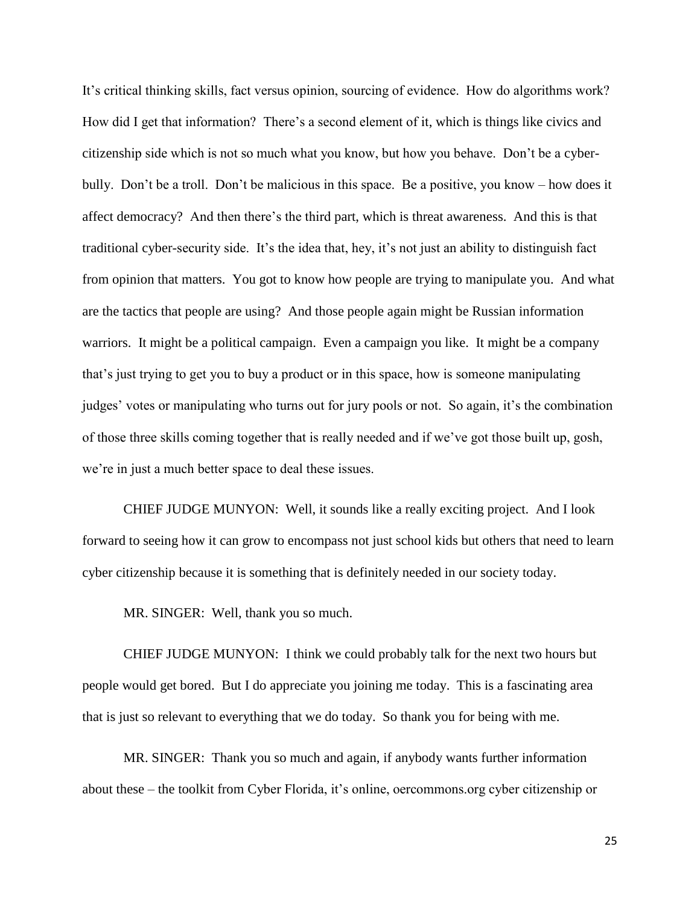It's critical thinking skills, fact versus opinion, sourcing of evidence. How do algorithms work? How did I get that information? There's a second element of it, which is things like civics and citizenship side which is not so much what you know, but how you behave. Don't be a cyber-bully. Don't be a troll. Don't be malicious in this space. Be a positive, you know – how does it affect democracy? And then there's the third part, which is threat awareness. And this is that traditional cyber-security side. It's the idea that, hey, it's not just an ability to distinguish fact from opinion that matters. You got to know how people are trying to manipulate you. And what are the tactics that people are using? And those people again might be Russian information warriors. It might be a political campaign. Even a campaign you like. It might be a company that's just trying to get you to buy a product or in this space, how is someone manipulating judges' votes or manipulating who turns out for jury pools or not. So again, it's the combination of those three skills coming together that is really needed and if we've got those built up, gosh, we're in just a much better space to deal these issues.

CHIEF JUDGE MUNYON: Well, it sounds like a really exciting project. And I look forward to seeing how it can grow to encompass not just school kids but others that need to learn cyber citizenship because it is something that is definitely needed in our society today.

MR. SINGER: Well, thank you so much.

CHIEF JUDGE MUNYON: I think we could probably talk for the next two hours but people would get bored. But I do appreciate you joining me today. This is a fascinating area that is just so relevant to everything that we do today. So thank you for being with me.

MR. SINGER: Thank you so much and again, if anybody wants further information about these – the toolkit from Cyber Florida, it's online, oercommons.org cyber citizenship or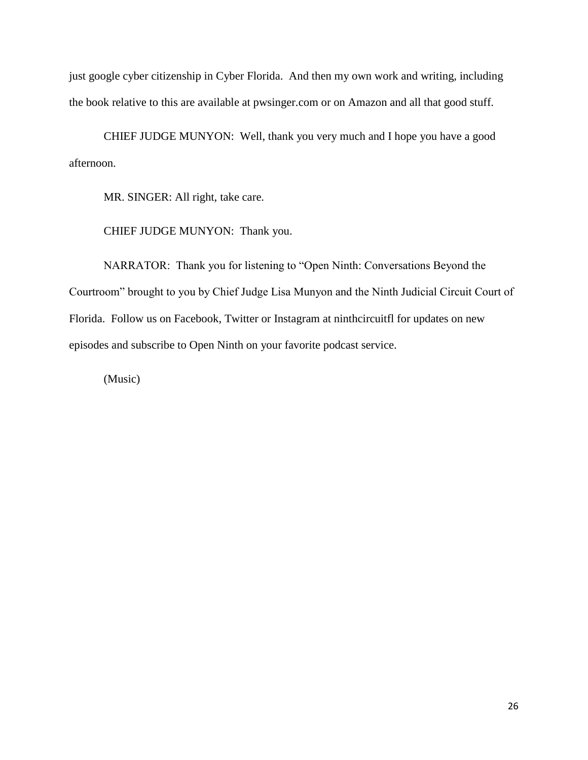just google cyber citizenship in Cyber Florida. And then my own work and writing, including the book relative to this are available at pwsinger.com or on Amazon and all that good stuff.

CHIEF JUDGE MUNYON: Well, thank you very much and I hope you have a good afternoon.

MR. SINGER: All right, take care.

CHIEF JUDGE MUNYON: Thank you.

NARRATOR: Thank you for listening to "Open Ninth: Conversations Beyond the Courtroom" brought to you by Chief Judge Lisa Munyon and the Ninth Judicial Circuit Court of Florida. Follow us on Facebook, Twitter or Instagram at ninthcircuitfl for updates on new episodes and subscribe to Open Ninth on your favorite podcast service.

(Music)